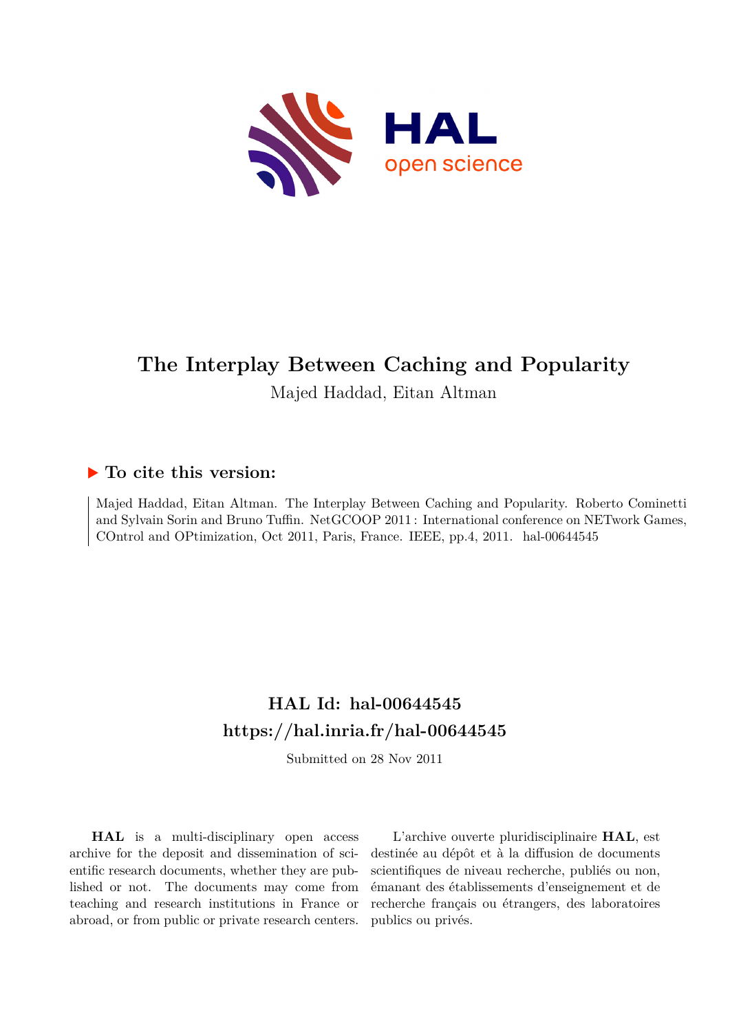# The Interplay Between Caching and Popularity

Majed Haddad, Eitan Altman

## ▶ To cite this version:

Majed Haddad, Eitan Altman. The Interplay Between Caching and Popularity. Roberto Cominetti and Sylvain Sorin and Bruno Tuffin. NetGCOOP 2011 : International conference on NETwork Games, COntrol and OPtimization, Oct 2011, Paris, France. IEEE, pp.4, 2011. hal-00644545

## HAL Id: hal-00644545
## https://hal.inria.fr/hal-00644545

Submitted on 28 Nov 2011

**HAL** is a multi-disciplinary open access archive for the deposit and dissemination of scientific research documents, whether they are published or not. The documents may come from teaching and research institutions in France or abroad, or from public or private research centers.

L'archive ouverte pluridisciplinaire **HAL**, est destinée au dépôt et à la diffusion de documents scientifiques de niveau recherche, publiés ou non, émanant des établissements d'enseignement et de recherche français ou étrangers, des laboratoires publics ou privés.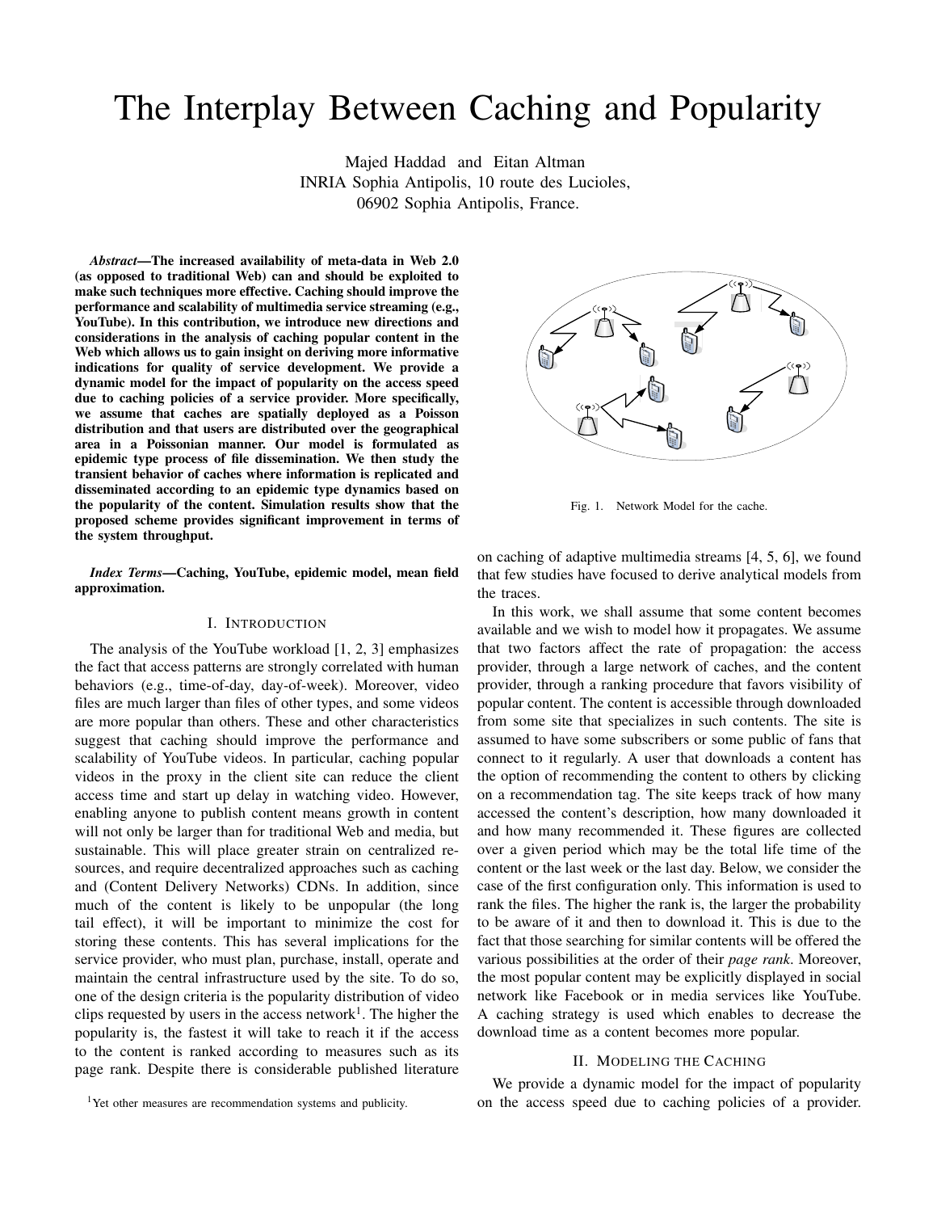# The Interplay Between Caching and Popularity

Majed Haddad and Eitan Altman
INRIA Sophia Antipolis, 10 route des Lucioles,
06902 Sophia Antipolis, France.

***Abstract*—The increased availability of meta-data in Web 2.0 (as opposed to traditional Web) can and should be exploited to make such techniques more effective. Caching should improve the performance and scalability of multimedia service streaming (e.g., YouTube). In this contribution, we introduce new directions and considerations in the analysis of caching popular content in the Web which allows us to gain insight on deriving more informative indications for quality of service development. We provide a dynamic model for the impact of popularity on the access speed due to caching policies of a service provider. More specifically, we assume that caches are spatially deployed as a Poisson distribution and that users are distributed over the geographical area in a Poissonian manner. Our model is formulated as epidemic type process of file dissemination. We then study the transient behavior of caches where information is replicated and disseminated according to an epidemic type dynamics based on the popularity of the content. Simulation results show that the proposed scheme provides significant improvement in terms of the system throughput.**

***Index Terms*—Caching, YouTube, epidemic model, mean field approximation.**

## I. Introduction

The analysis of the YouTube workload [1, 2, 3] emphasizes the fact that access patterns are strongly correlated with human behaviors (e.g., time-of-day, day-of-week). Moreover, video files are much larger than files of other types, and some videos are more popular than others. These and other characteristics suggest that caching should improve the performance and scalability of YouTube videos. In particular, caching popular videos in the proxy in the client site can reduce the client access time and start up delay in watching video. However, enabling anyone to publish content means growth in content will not only be larger than for traditional Web and media, but sustainable. This will place greater strain on centralized resources, and require decentralized approaches such as caching and (Content Delivery Networks) CDNs. In addition, since much of the content is likely to be unpopular (the long tail effect), it will be important to minimize the cost for storing these contents. This has several implications for the service provider, who must plan, purchase, install, operate and maintain the central infrastructure used by the site. To do so, one of the design criteria is the popularity distribution of video clips requested by users in the access network[1]. The higher the popularity is, the fastest it will take to reach it if the access to the content is ranked according to measures such as its page rank. Despite there is considerable published literature on caching of adaptive multimedia streams [4, 5, 6], we found that few studies have focused to derive analytical models from the traces.

[1]Yet other measures are recommendation systems and publicity.

Fig. 1. Network Model for the cache.

In this work, we shall assume that some content becomes available and we wish to model how it propagates. We assume that two factors affect the rate of propagation: the access provider, through a large network of caches, and the content provider, through a ranking procedure that favors visibility of popular content. The content is accessible through downloaded from some site that specializes in such contents. The site is assumed to have some subscribers or some public of fans that connect to it regularly. A user that downloads a content has the option of recommending the content to others by clicking on a recommendation tag. The site keeps track of how many accessed the content's description, how many downloaded it and how many recommended it. These figures are collected over a given period which may be the total life time of the content or the last week or the last day. Below, we consider the case of the first configuration only. This information is used to rank the files. The higher the rank is, the larger the probability to be aware of it and then to download it. This is due to the fact that those searching for similar contents will be offered the various possibilities at the order of their *page rank*. Moreover, the most popular content may be explicitly displayed in social network like Facebook or in media services like YouTube. A caching strategy is used which enables to decrease the download time as a content becomes more popular.

## II. Modeling the Caching

We provide a dynamic model for the impact of popularity on the access speed due to caching policies of a provider.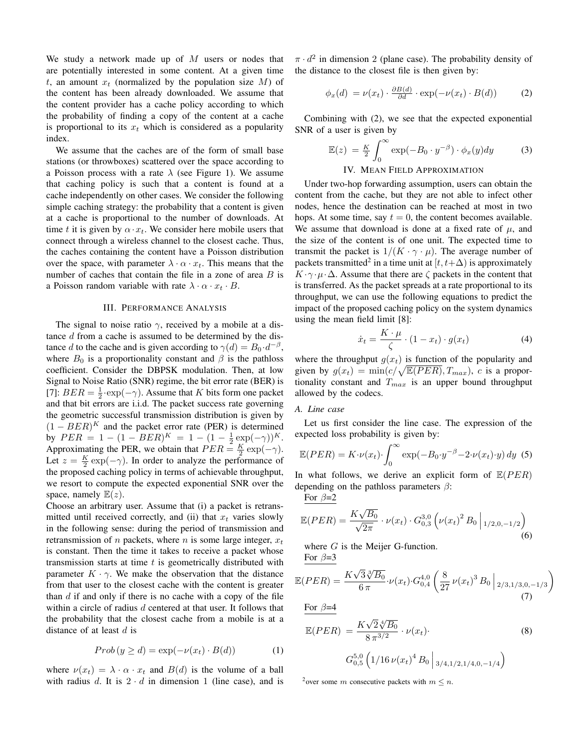We study a network made up of $M$ users or nodes that are potentially interested in some content. At a given time $t$, an amount $x_t$ (normalized by the population size $M$) of the content has been already downloaded. We assume that the content provider has a cache policy according to which the probability of finding a copy of the content at a cache is proportional to its $x_t$ which is considered as a popularity index.

We assume that the caches are of the form of small base stations (or throwboxes) scattered over the space according to a Poisson process with a rate $\lambda$ (see Figure 1). We assume that caching policy is such that a content is found at a cache independently on other cases. We consider the following simple caching strategy: the probability that a content is given at a cache is proportional to the number of downloads. At time $t$ it is given by $\alpha \cdot x_t$. We consider here mobile users that connect through a wireless channel to the closest cache. Thus, the caches containing the content have a Poisson distribution over the space, with parameter $\lambda \cdot \alpha \cdot x_t$. This means that the number of caches that contain the file in a zone of area $B$ is a Poisson random variable with rate $\lambda \cdot \alpha \cdot x_t \cdot B$.

## III. Performance Analysis

The signal to noise ratio $\gamma$, received by a mobile at a distance $d$ from a cache is assumed to be determined by the distance $d$ to the cache and is given according to $\gamma(d) = B_0 \cdot d^{-\beta}$, where $B_0$ is a proportionality constant and $\beta$ is the pathloss coefficient. Consider the DBPSK modulation. Then, at low Signal to Noise Ratio (SNR) regime, the bit error rate (BER) is [7]: $BER = \frac{1}{2} \cdot \exp(-\gamma)$. Assume that $K$ bits form one packet and that bit errors are i.i.d. The packet success rate governing the geometric successful transmission distribution is given by $(1 - BER)^K$ and the packet error rate (PER) is determined by $PER = 1 - (1 - BER)^K = 1 - (1 - \frac{1}{2}\exp(-\gamma))^K$. Approximating the PER, we obtain that $PER = \frac{K}{2}\exp(-\gamma)$. Let $z = \frac{K}{2}\exp(-\gamma)$. In order to analyze the performance of the proposed caching policy in terms of achievable throughput, we resort to compute the expected exponential SNR over the space, namely $\mathbb{E}(z)$.

Choose an arbitrary user. Assume that (i) a packet is retransmitted until received correctly, and (ii) that $x_t$ varies slowly in the following sense: during the period of transmission and retransmission of $n$ packets, where $n$ is some large integer, $x_t$ is constant. Then the time it takes to receive a packet whose transmission starts at time $t$ is geometrically distributed with parameter $K \cdot \gamma$. We make the observation that the distance from that user to the closest cache with the content is greater than $d$ if and only if there is no cache with a copy of the file within a circle of radius $d$ centered at that user. It follows that the probability that the closest cache from a mobile is at a distance of at least $d$ is

$$Prob\,(y \geq d) = \exp(-\nu(x_t) \cdot B(d)) \tag{1}$$

where $\nu(x_t) = \lambda \cdot \alpha \cdot x_t$ and $B(d)$ is the volume of a ball with radius $d$. It is $2 \cdot d$ in dimension 1 (line case), and is $\pi \cdot d^2$ in dimension 2 (plane case). The probability density of the distance to the closest file is then given by:

$$\phi_x(d) = \nu(x_t) \cdot \tfrac{\partial B(d)}{\partial d} \cdot \exp(-\nu(x_t) \cdot B(d)) \tag{2}$$

Combining with (2), we see that the expected exponential SNR of a user is given by

$$\mathbb{E}(z) = \tfrac{K}{2} \int_0^{\infty} \exp(-B_0 \cdot y^{-\beta}) \cdot \phi_x(y) dy \tag{3}$$

## IV. Mean Field Approximation

Under two-hop forwarding assumption, users can obtain the content from the cache, but they are not able to infect other nodes, hence the destination can be reached at most in two hops. At some time, say $t = 0$, the content becomes available. We assume that download is done at a fixed rate of $\mu$, and the size of the content is of one unit. The expected time to transmit the packet is $1/(K \cdot \gamma \cdot \mu)$. The average number of packets transmitted[2] in a time unit at $[t, t+\Delta)$ is approximately $K \cdot \gamma \cdot \mu \cdot \Delta$. Assume that there are $\zeta$ packets in the content that is transferred. As the packet spreads at a rate proportional to its throughput, we can use the following equations to predict the impact of the proposed caching policy on the system dynamics using the mean field limit [8]:

$$\dot{x}_t = \frac{K \cdot \mu}{\zeta} \cdot (1 - x_t) \cdot g(x_t) \tag{4}$$

where the throughput $g(x_t)$ is function of the popularity and given by $g(x_t) = \min(c/\sqrt{\mathbb{E}(PER)}, T_{max})$, $c$ is a proportionality constant and $T_{max}$ is an upper bound throughput allowed by the codecs.

### A. Line case

Let us first consider the line case. The expression of the expected loss probability is given by:

$$\mathbb{E}(PER) = K \cdot \nu(x_t) \cdot \int_0^{\infty} \exp(-B_0 \cdot y^{-\beta} - 2 \cdot \nu(x_t) \cdot y)\, dy \tag{5}$$

In what follows, we derive an explicit form of $\mathbb{E}(PER)$ depending on the pathloss parameters $\beta$:

For $\beta$=2

$$\mathbb{E}(PER) = \frac{K\sqrt{B_0}}{\sqrt{2\pi}} \cdot \nu(x_t) \cdot G_{0,3}^{3,0}\left(\nu(x_t)^2\, B_0 \,\Big|\, {}_{1/2,0,-1/2}\right) \tag{6}$$

where $G$ is the Meijer G-function.

For $\beta$=3

$$\mathbb{E}(PER) = \frac{K\sqrt{3}\sqrt[3]{B_0}}{6\,\pi} \cdot \nu(x_t) \cdot G_{0,4}^{4,0}\left(\frac{8}{27}\,\nu(x_t)^3\, B_0 \,\Big|\, {}_{2/3,1/3,0,-1/3}\right) \tag{7}$$

For $\beta$=4

$$\mathbb{E}(PER) = \frac{K\sqrt{2}\sqrt[4]{B_0}}{8\,\pi^{3/2}} \cdot \nu(x_t) \cdot G_{0,5}^{5,0}\left(1/16\,\nu(x_t)^4\, B_0 \,\Big|\, {}_{3/4,1/2,1/4,0,-1/4}\right) \tag{8}$$

[2] over some $m$ consecutive packets with $m \leq n$.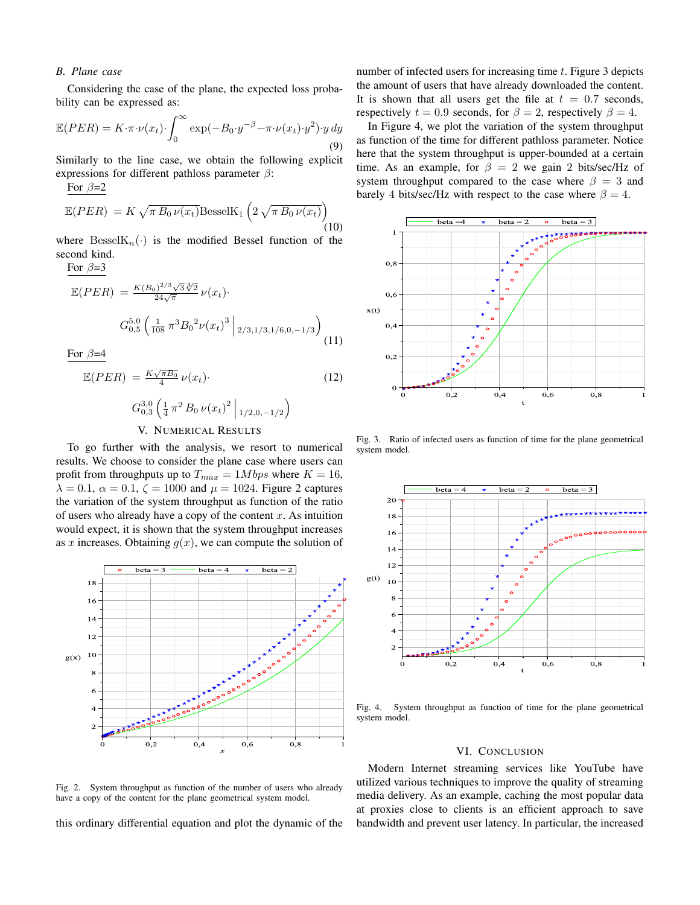### B. Plane case

Considering the case of the plane, the expected loss probability can be expressed as:

$$\mathbb{E}(PER) = K \cdot \pi \cdot \nu(x_t) \cdot \int_0^\infty \exp(-B_0 \cdot y^{-\beta} - \pi \cdot \nu(x_t) \cdot y^2) \cdot y \, dy \quad (9)$$

Similarly to the line case, we obtain the following explicit expressions for different pathloss parameter $\beta$:

For $\beta$=2

$$\mathbb{E}(PER) = K \sqrt{\pi B_0 \nu(x_t)} \text{BesselK}_1 \left( 2 \sqrt{\pi B_0 \nu(x_t)} \right) \quad (10)$$

where $\text{BesselK}_n(\cdot)$ is the modified Bessel function of the second kind.

For $\beta$=3

$$\mathbb{E}(PER) = \frac{K(B_0)^{2/3} \sqrt{3} \sqrt[3]{2}}{24\sqrt{\pi}} \nu(x_t) \cdot G_{0,5}^{5,0} \left( \frac{1}{108} \pi^3 B_0{}^2 \nu(x_t)^3 \,\middle|\, {}_{2/3, 1/3, 1/6, 0, -1/3} \right) \quad (11)$$

For $\beta$=4

$$\mathbb{E}(PER) = \frac{K\sqrt{\pi B_0}}{4} \nu(x_t) \cdot G_{0,3}^{3,0} \left( \frac{1}{4} \pi^2 B_0 \nu(x_t)^2 \,\middle|\, {}_{1/2, 0, -1/2} \right) \quad (12)$$

## V. Numerical Results

To go further with the analysis, we resort to numerical results. We choose to consider the plane case where users can profit from throughputs up to $T_{max} = 1Mbps$ where $K = 16$, $\lambda = 0.1$, $\alpha = 0.1$, $\zeta = 1000$ and $\mu = 1024$. Figure 2 captures the variation of the system throughput as function of the ratio of users who already have a copy of the content $x$. As intuition would expect, it is shown that the system throughput increases as $x$ increases. Obtaining $g(x)$, we can compute the solution of this ordinary differential equation and plot the dynamic of the number of infected users for increasing time $t$. Figure 3 depicts the amount of users that have already downloaded the content. It is shown that all users get the file at $t = 0.7$ seconds, respectively $t = 0.9$ seconds, for $\beta = 2$, respectively $\beta = 4$.

Fig. 2. System throughput as function of the number of users who already have a copy of the content for the plane geometrical system model.

In Figure 4, we plot the variation of the system throughput as function of the time for different pathloss parameter. Notice here that the system throughput is upper-bounded at a certain time. As an example, for $\beta = 2$ we gain 2 bits/sec/Hz of system throughput compared to the case where $\beta = 3$ and barely 4 bits/sec/Hz with respect to the case where $\beta = 4$.

Fig. 3. Ratio of infected users as function of time for the plane geometrical system model.

Fig. 4. System throughput as function of time for the plane geometrical system model.

## VI. Conclusion

Modern Internet streaming services like YouTube have utilized various techniques to improve the quality of streaming media delivery. As an example, caching the most popular data at proxies close to clients is an efficient approach to save bandwidth and prevent user latency. In particular, the increased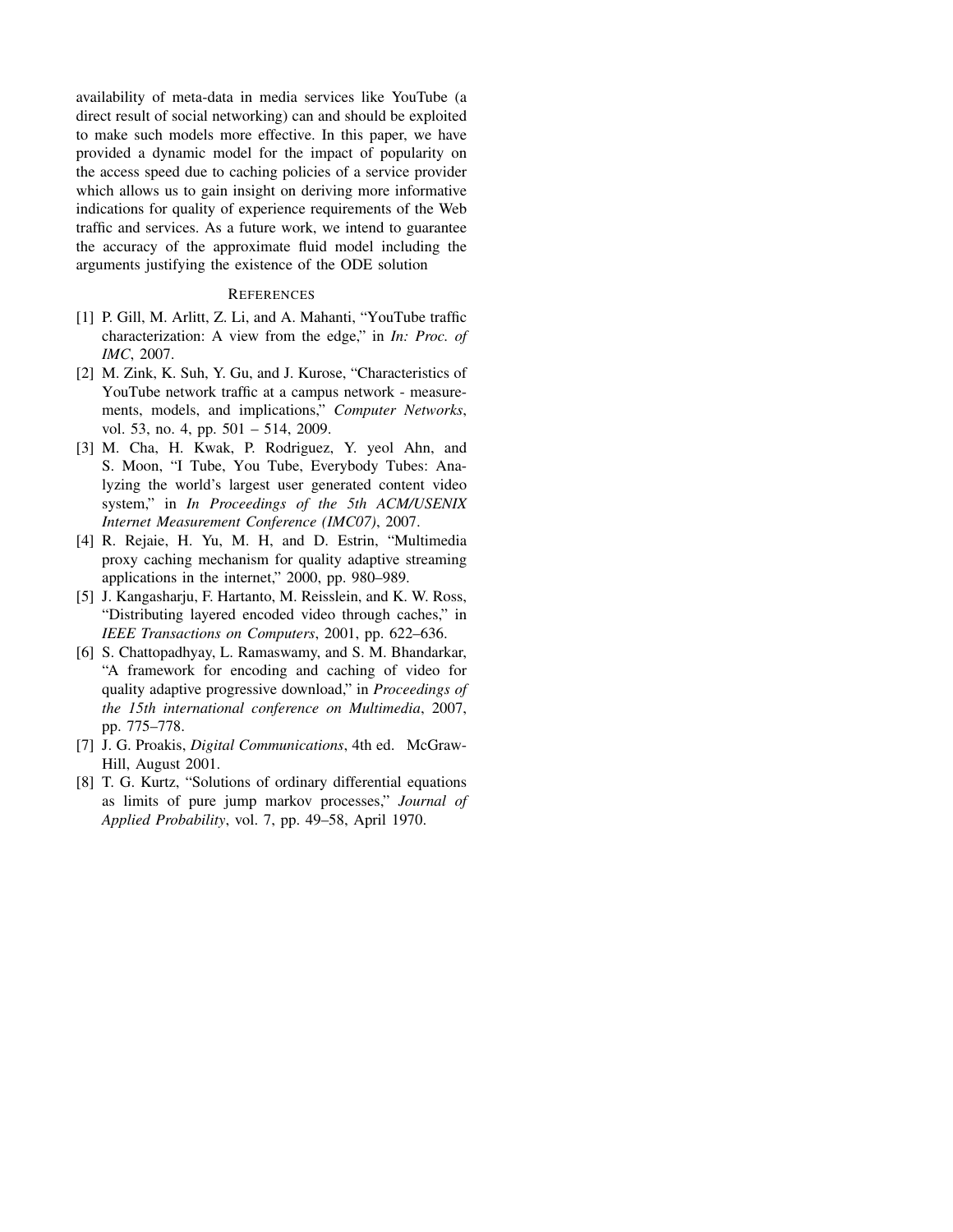availability of meta-data in media services like YouTube (a direct result of social networking) can and should be exploited to make such models more effective. In this paper, we have provided a dynamic model for the impact of popularity on the access speed due to caching policies of a service provider which allows us to gain insight on deriving more informative indications for quality of experience requirements of the Web traffic and services. As a future work, we intend to guarantee the accuracy of the approximate fluid model including the arguments justifying the existence of the ODE solution

## REFERENCES

[1] P. Gill, M. Arlitt, Z. Li, and A. Mahanti, "YouTube traffic characterization: A view from the edge," in *In: Proc. of IMC*, 2007.

[2] M. Zink, K. Suh, Y. Gu, and J. Kurose, "Characteristics of YouTube network traffic at a campus network - measurements, models, and implications," *Computer Networks*, vol. 53, no. 4, pp. 501 – 514, 2009.

[3] M. Cha, H. Kwak, P. Rodriguez, Y. yeol Ahn, and S. Moon, "I Tube, You Tube, Everybody Tubes: Analyzing the world's largest user generated content video system," in *In Proceedings of the 5th ACM/USENIX Internet Measurement Conference (IMC07)*, 2007.

[4] R. Rejaie, H. Yu, M. H, and D. Estrin, "Multimedia proxy caching mechanism for quality adaptive streaming applications in the internet," 2000, pp. 980–989.

[5] J. Kangasharju, F. Hartanto, M. Reisslein, and K. W. Ross, "Distributing layered encoded video through caches," in *IEEE Transactions on Computers*, 2001, pp. 622–636.

[6] S. Chattopadhyay, L. Ramaswamy, and S. M. Bhandarkar, "A framework for encoding and caching of video for quality adaptive progressive download," in *Proceedings of the 15th international conference on Multimedia*, 2007, pp. 775–778.

[7] J. G. Proakis, *Digital Communications*, 4th ed. McGraw-Hill, August 2001.

[8] T. G. Kurtz, "Solutions of ordinary differential equations as limits of pure jump markov processes," *Journal of Applied Probability*, vol. 7, pp. 49–58, April 1970.